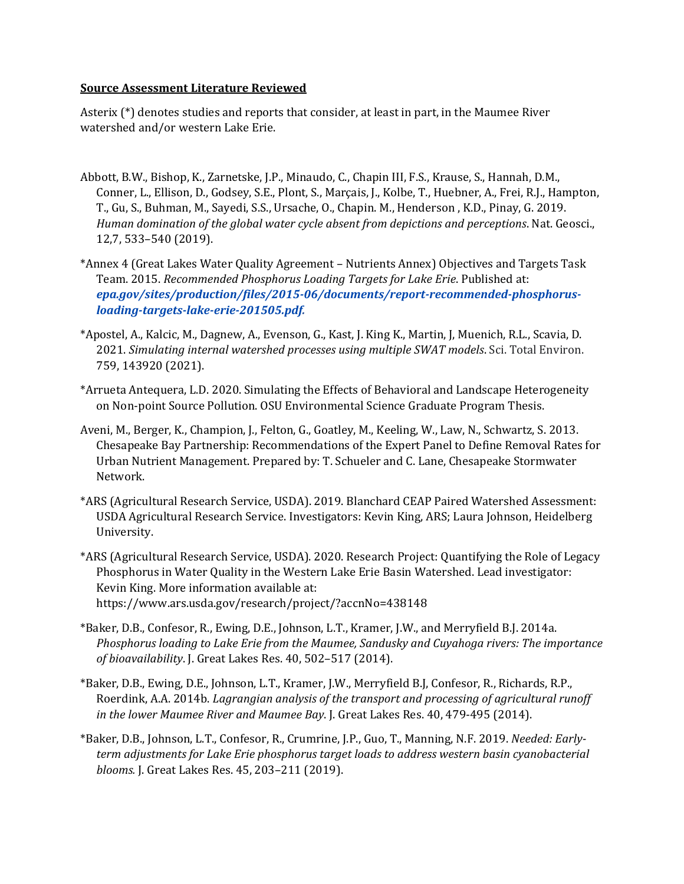**Source Assessment Literature Reviewed**

Asterix (*) denotes studies and reports that consider, at least in part, in the Maumee River watershed and/or western Lake Erie.

Abbott, B.W., Bishop, K., Zarnetske, J.P., Minaudo, C., Chapin III, F.S., Krause, S., Hannah, D.M., Conner, L., Ellison, D., Godsey, S.E., Plont, S., Marçais, J., Kolbe, T., Huebner, A., Frei, R.J., Hampton, T., Gu, S., Buhman, M., Sayedi, S.S., Ursache, O., Chapin. M., Henderson , K.D., Pinay, G. 2019. *Human domination of the global water cycle absent from depictions and perceptions*. Nat. Geosci., 12,7, 533–540 (2019).

*Annex 4 (Great Lakes Water Quality Agreement – Nutrients Annex) Objectives and Targets Task Team. 2015. *Recommended Phosphorus Loading Targets for Lake Erie*. Published at: ***epa.gov/sites/production/files/2015-06/documents/report-recommended-phosphorus-loading-targets-lake-erie-201505.pdf.***

*Apostel, A., Kalcic, M., Dagnew, A., Evenson, G., Kast, J. King K., Martin, J, Muenich, R.L., Scavia, D. 2021. *Simulating internal watershed processes using multiple SWAT models*. Sci. Total Environ. 759, 143920 (2021).

*Arrueta Antequera, L.D. 2020. Simulating the Effects of Behavioral and Landscape Heterogeneity on Non-point Source Pollution. OSU Environmental Science Graduate Program Thesis.

Aveni, M., Berger, K., Champion, J., Felton, G., Goatley, M., Keeling, W., Law, N., Schwartz, S. 2013. Chesapeake Bay Partnership: Recommendations of the Expert Panel to Define Removal Rates for Urban Nutrient Management. Prepared by: T. Schueler and C. Lane, Chesapeake Stormwater Network.

*ARS (Agricultural Research Service, USDA). 2019. Blanchard CEAP Paired Watershed Assessment: USDA Agricultural Research Service. Investigators: Kevin King, ARS; Laura Johnson, Heidelberg University.

*ARS (Agricultural Research Service, USDA). 2020. Research Project: Quantifying the Role of Legacy Phosphorus in Water Quality in the Western Lake Erie Basin Watershed. Lead investigator: Kevin King. More information available at: https://www.ars.usda.gov/research/project/?accnNo=438148

*Baker, D.B., Confesor, R., Ewing, D.E., Johnson, L.T., Kramer, J.W., and Merryfield B.J. 2014a. *Phosphorus loading to Lake Erie from the Maumee, Sandusky and Cuyahoga rivers: The importance of bioavailability*. J. Great Lakes Res. 40, 502–517 (2014).

*Baker, D.B., Ewing, D.E., Johnson, L.T., Kramer, J.W., Merryfield B.J, Confesor, R., Richards, R.P., Roerdink, A.A. 2014b. *Lagrangian analysis of the transport and processing of agricultural runoff in the lower Maumee River and Maumee Bay*. J. Great Lakes Res. 40, 479-495 (2014).

*Baker, D.B., Johnson, L.T., Confesor, R., Crumrine, J.P., Guo, T., Manning, N.F. 2019. *Needed: Early-term adjustments for Lake Erie phosphorus target loads to address western basin cyanobacterial blooms.* J. Great Lakes Res. 45, 203–211 (2019).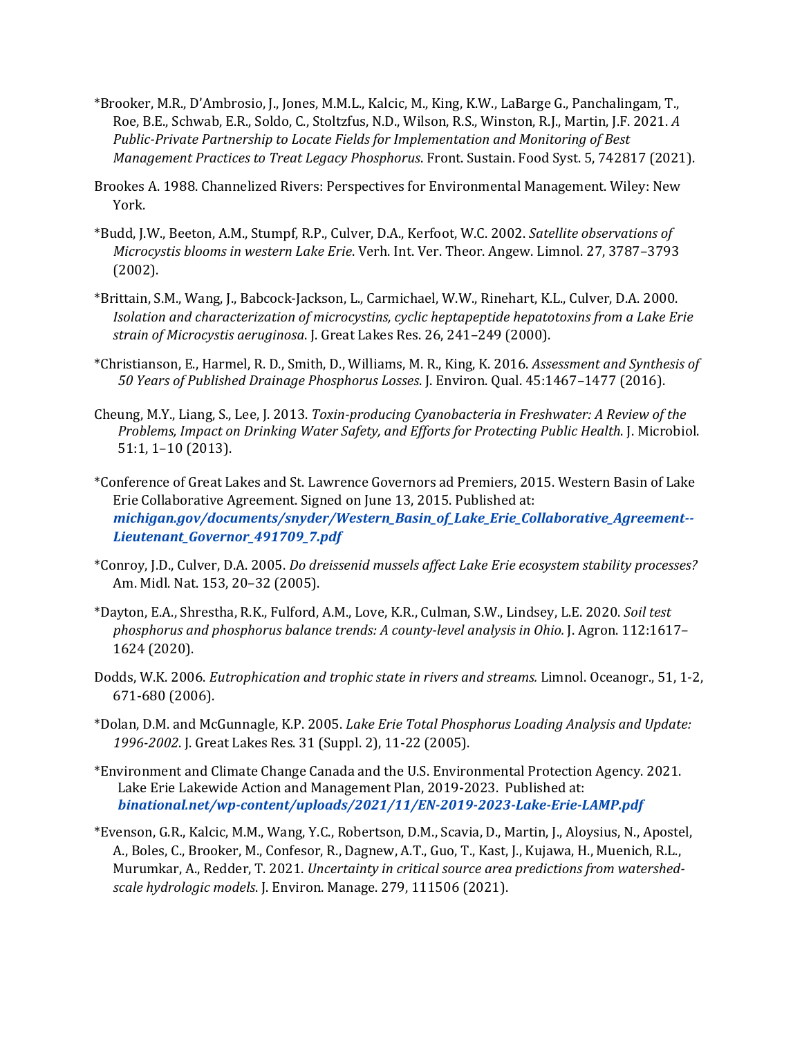*Brooker, M.R., D'Ambrosio, J., Jones, M.M.L., Kalcic, M., King, K.W., LaBarge G., Panchalingam, T., Roe, B.E., Schwab, E.R., Soldo, C., Stoltzfus, N.D., Wilson, R.S., Winston, R.J., Martin, J.F. 2021. *A Public-Private Partnership to Locate Fields for Implementation and Monitoring of Best Management Practices to Treat Legacy Phosphorus*. Front. Sustain. Food Syst. 5, 742817 (2021).

Brookes A. 1988. Channelized Rivers: Perspectives for Environmental Management. Wiley: New York.

*Budd, J.W., Beeton, A.M., Stumpf, R.P., Culver, D.A., Kerfoot, W.C. 2002. *Satellite observations of Microcystis blooms in western Lake Erie*. Verh. Int. Ver. Theor. Angew. Limnol. 27, 3787–3793 (2002).

*Brittain, S.M., Wang, J., Babcock-Jackson, L., Carmichael, W.W., Rinehart, K.L., Culver, D.A. 2000. *Isolation and characterization of microcystins, cyclic heptapeptide hepatotoxins from a Lake Erie strain of Microcystis aeruginosa*. J. Great Lakes Res. 26, 241–249 (2000).

*Christianson, E., Harmel, R. D., Smith, D., Williams, M. R., King, K. 2016. *Assessment and Synthesis of 50 Years of Published Drainage Phosphorus Losses*. J. Environ. Qual. 45:1467–1477 (2016).

Cheung, M.Y., Liang, S., Lee, J. 2013. *Toxin-producing Cyanobacteria in Freshwater: A Review of the Problems, Impact on Drinking Water Safety, and Efforts for Protecting Public Health.* J. Microbiol. 51:1, 1–10 (2013).

*Conference of Great Lakes and St. Lawrence Governors ad Premiers, 2015. Western Basin of Lake Erie Collaborative Agreement. Signed on June 13, 2015. Published at: ***michigan.gov/documents/snyder/Western_Basin_of_Lake_Erie_Collaborative_Agreement--Lieutenant_Governor_491709_7.pdf***

*Conroy, J.D., Culver, D.A. 2005. *Do dreissenid mussels affect Lake Erie ecosystem stability processes?* Am. Midl. Nat. 153, 20–32 (2005).

*Dayton, E.A., Shrestha, R.K., Fulford, A.M., Love, K.R., Culman, S.W., Lindsey, L.E. 2020. *Soil test phosphorus and phosphorus balance trends: A county-level analysis in Ohio.* J. Agron. 112:1617–1624 (2020).

Dodds, W.K. 2006. *Eutrophication and trophic state in rivers and streams.* Limnol. Oceanogr., 51, 1-2, 671-680 (2006).

*Dolan, D.M. and McGunnagle, K.P. 2005. *Lake Erie Total Phosphorus Loading Analysis and Update: 1996-2002*. J. Great Lakes Res. 31 (Suppl. 2), 11-22 (2005).

*Environment and Climate Change Canada and the U.S. Environmental Protection Agency. 2021. Lake Erie Lakewide Action and Management Plan, 2019-2023. Published at: ***binational.net/wp-content/uploads/2021/11/EN-2019-2023-Lake-Erie-LAMP.pdf***

*Evenson, G.R., Kalcic, M.M., Wang, Y.C., Robertson, D.M., Scavia, D., Martin, J., Aloysius, N., Apostel, A., Boles, C., Brooker, M., Confesor, R., Dagnew, A.T., Guo, T., Kast, J., Kujawa, H., Muenich, R.L., Murumkar, A., Redder, T. 2021. *Uncertainty in critical source area predictions from watershed-scale hydrologic models*. J. Environ. Manage. 279, 111506 (2021).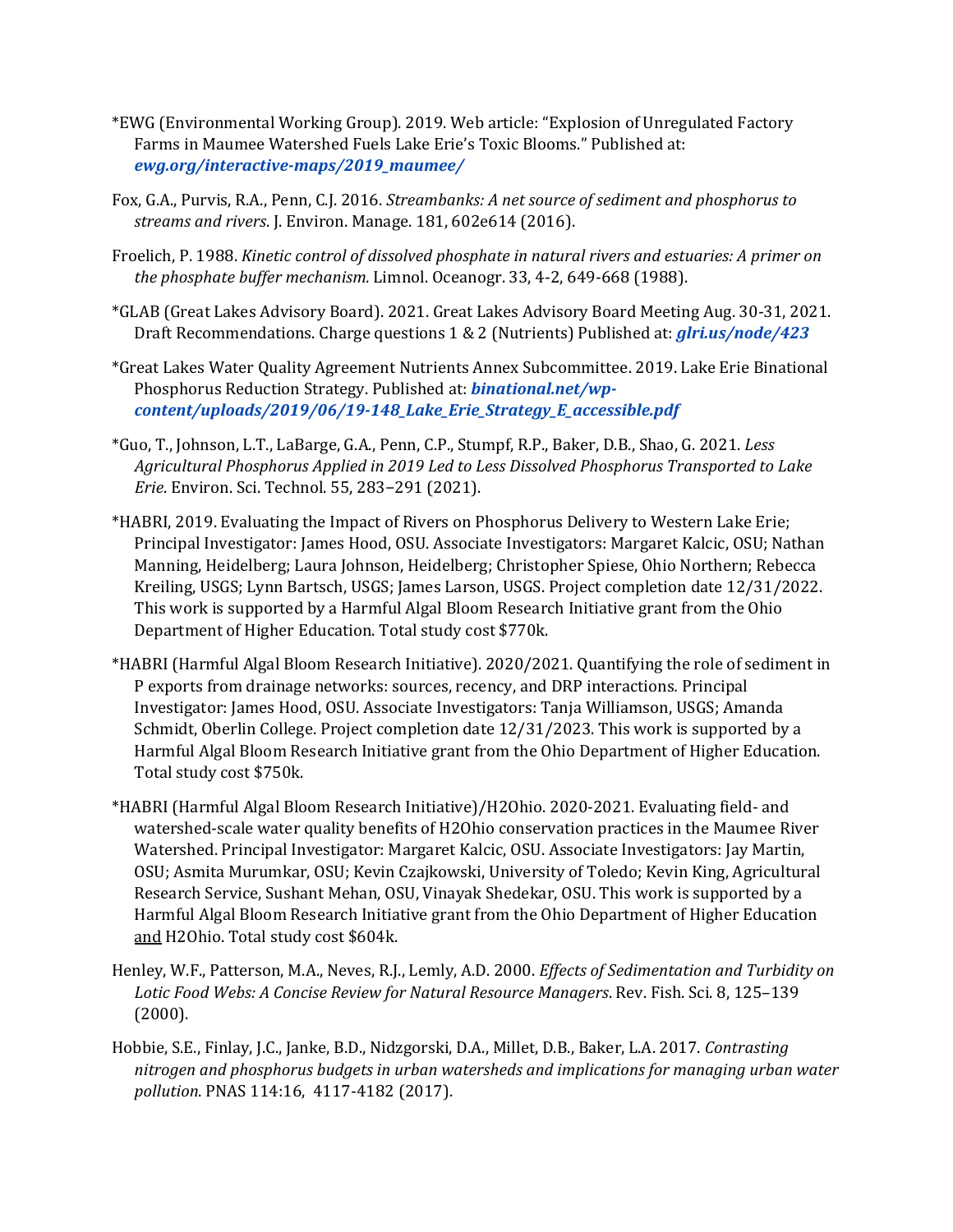*EWG (Environmental Working Group). 2019. Web article: "Explosion of Unregulated Factory Farms in Maumee Watershed Fuels Lake Erie's Toxic Blooms." Published at: ***ewg.org/interactive-maps/2019_maumee/***

Fox, G.A., Purvis, R.A., Penn, C.J. 2016. *Streambanks: A net source of sediment and phosphorus to streams and rivers*. J. Environ. Manage. 181, 602e614 (2016).

Froelich, P. 1988. *Kinetic control of dissolved phosphate in natural rivers and estuaries: A primer on the phosphate buffer mechanism.* Limnol. Oceanogr. 33, 4-2, 649-668 (1988).

*GLAB (Great Lakes Advisory Board). 2021. Great Lakes Advisory Board Meeting Aug. 30-31, 2021. Draft Recommendations. Charge questions 1 & 2 (Nutrients) Published at: ***glri.us/node/423***

*Great Lakes Water Quality Agreement Nutrients Annex Subcommittee. 2019. Lake Erie Binational Phosphorus Reduction Strategy. Published at: ***binational.net/wp-content/uploads/2019/06/19-148_Lake_Erie_Strategy_E_accessible.pdf***

*Guo, T., Johnson, L.T., LaBarge, G.A., Penn, C.P., Stumpf, R.P., Baker, D.B., Shao, G. 2021. *Less Agricultural Phosphorus Applied in 2019 Led to Less Dissolved Phosphorus Transported to Lake Erie*. Environ. Sci. Technol. 55, 283−291 (2021).

*HABRI, 2019. Evaluating the Impact of Rivers on Phosphorus Delivery to Western Lake Erie; Principal Investigator: James Hood, OSU. Associate Investigators: Margaret Kalcic, OSU; Nathan Manning, Heidelberg; Laura Johnson, Heidelberg; Christopher Spiese, Ohio Northern; Rebecca Kreiling, USGS; Lynn Bartsch, USGS; James Larson, USGS. Project completion date 12/31/2022. This work is supported by a Harmful Algal Bloom Research Initiative grant from the Ohio Department of Higher Education. Total study cost $770k.

*HABRI (Harmful Algal Bloom Research Initiative). 2020/2021. Quantifying the role of sediment in P exports from drainage networks: sources, recency, and DRP interactions*.* Principal Investigator: James Hood, OSU. Associate Investigators: Tanja Williamson, USGS; Amanda Schmidt, Oberlin College. Project completion date 12/31/2023. This work is supported by a Harmful Algal Bloom Research Initiative grant from the Ohio Department of Higher Education. Total study cost $750k.

*HABRI (Harmful Algal Bloom Research Initiative)/H2Ohio. 2020-2021. Evaluating field- and watershed-scale water quality benefits of H2Ohio conservation practices in the Maumee River Watershed. Principal Investigator: Margaret Kalcic, OSU. Associate Investigators: Jay Martin, OSU; Asmita Murumkar, OSU; Kevin Czajkowski, University of Toledo; Kevin King, Agricultural Research Service, Sushant Mehan, OSU, Vinayak Shedekar, OSU. This work is supported by a Harmful Algal Bloom Research Initiative grant from the Ohio Department of Higher Education and H2Ohio. Total study cost $604k.

Henley, W.F., Patterson, M.A., Neves, R.J., Lemly, A.D. 2000. *Effects of Sedimentation and Turbidity on Lotic Food Webs: A Concise Review for Natural Resource Managers*. Rev. Fish. Sci. 8, 125–139 (2000).

Hobbie, S.E., Finlay, J.C., Janke, B.D., Nidzgorski, D.A., Millet, D.B., Baker, L.A. 2017. *Contrasting nitrogen and phosphorus budgets in urban watersheds and implications for managing urban water pollution*. PNAS 114:16, 4117-4182 (2017).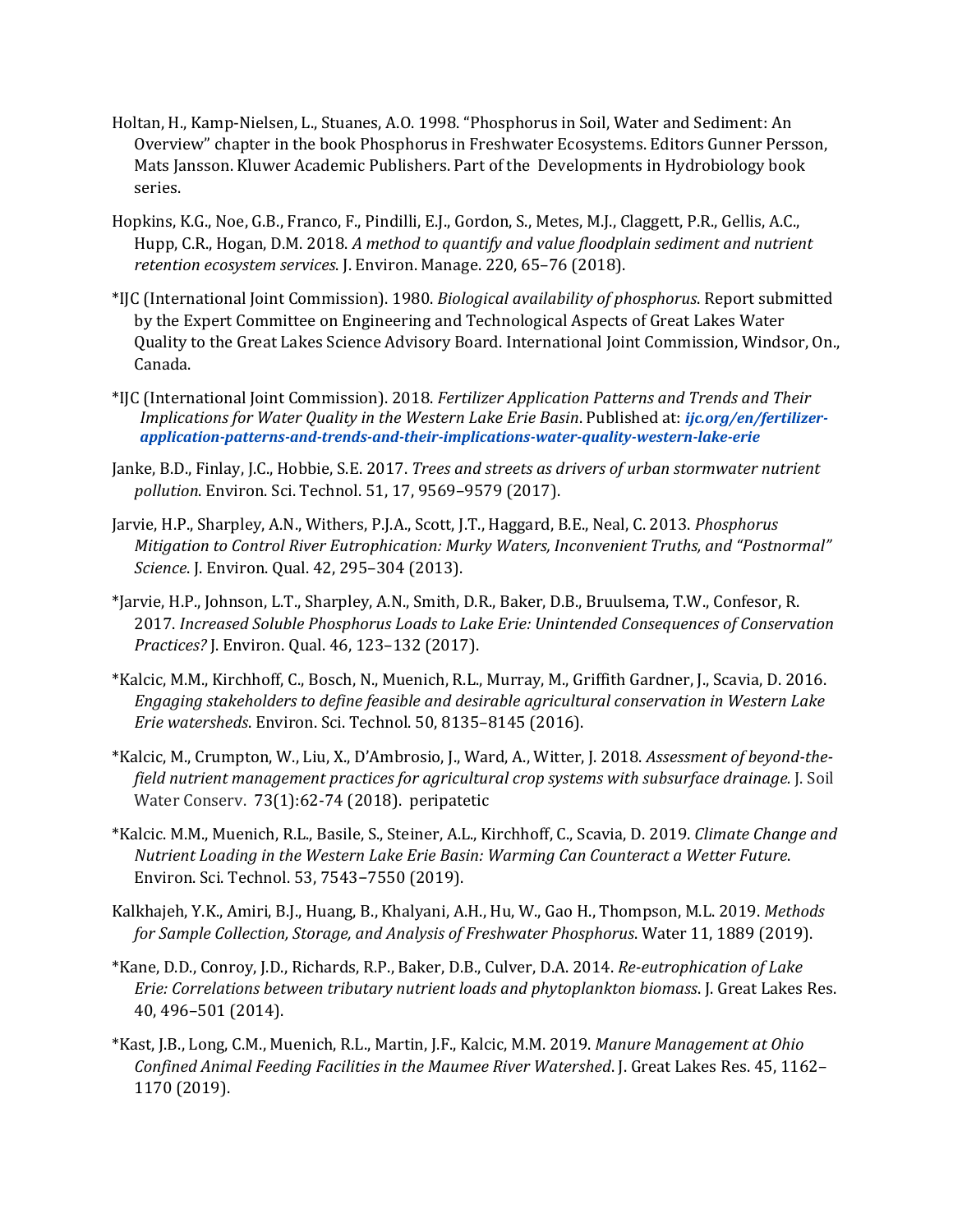Holtan, H., Kamp-Nielsen, L., Stuanes, A.O. 1998. "Phosphorus in Soil, Water and Sediment: An Overview" chapter in the book Phosphorus in Freshwater Ecosystems. Editors Gunner Persson, Mats Jansson. Kluwer Academic Publishers. Part of the Developments in Hydrobiology book series.

Hopkins, K.G., Noe, G.B., Franco, F., Pindilli, E.J., Gordon, S., Metes, M.J., Claggett, P.R., Gellis, A.C., Hupp, C.R., Hogan, D.M. 2018. *A method to quantify and value floodplain sediment and nutrient retention ecosystem services*. J. Environ. Manage. 220, 65–76 (2018).

*IJC (International Joint Commission). 1980. *Biological availability of phosphorus*. Report submitted by the Expert Committee on Engineering and Technological Aspects of Great Lakes Water Quality to the Great Lakes Science Advisory Board. International Joint Commission, Windsor, On., Canada.

*IJC (International Joint Commission). 2018. *Fertilizer Application Patterns and Trends and Their Implications for Water Quality in the Western Lake Erie Basin*. Published at: ***ijc.org/en/fertilizer-application-patterns-and-trends-and-their-implications-water-quality-western-lake-erie***

Janke, B.D., Finlay, J.C., Hobbie, S.E. 2017. *Trees and streets as drivers of urban stormwater nutrient pollution*. Environ. Sci. Technol. 51, 17, 9569–9579 (2017).

Jarvie, H.P., Sharpley, A.N., Withers, P.J.A., Scott, J.T., Haggard, B.E., Neal, C. 2013. *Phosphorus Mitigation to Control River Eutrophication: Murky Waters, Inconvenient Truths, and "Postnormal" Science*. J. Environ. Qual. 42, 295–304 (2013).

*Jarvie, H.P., Johnson, L.T., Sharpley, A.N., Smith, D.R., Baker, D.B., Bruulsema, T.W., Confesor, R. 2017. *Increased Soluble Phosphorus Loads to Lake Erie: Unintended Consequences of Conservation Practices?* J. Environ. Qual. 46, 123–132 (2017).

*Kalcic, M.M., Kirchhoff, C., Bosch, N., Muenich, R.L., Murray, M., Griffith Gardner, J., Scavia, D. 2016. *Engaging stakeholders to define feasible and desirable agricultural conservation in Western Lake Erie watersheds*. Environ. Sci. Technol. 50, 8135–8145 (2016).

*Kalcic, M., Crumpton, W., Liu, X., D'Ambrosio, J., Ward, A., Witter, J. 2018. *Assessment of beyond-the-field nutrient management practices for agricultural crop systems with subsurface drainage.* J. Soil Water Conserv. 73(1):62-74 (2018). peripatetic

*Kalcic. M.M., Muenich, R.L., Basile, S., Steiner, A.L., Kirchhoff, C., Scavia, D. 2019. *Climate Change and Nutrient Loading in the Western Lake Erie Basin: Warming Can Counteract a Wetter Future*. Environ. Sci. Technol. 53, 7543–7550 (2019).

Kalkhajeh, Y.K., Amiri, B.J., Huang, B., Khalyani, A.H., Hu, W., Gao H., Thompson, M.L. 2019. *Methods for Sample Collection, Storage, and Analysis of Freshwater Phosphorus*. Water 11, 1889 (2019).

*Kane, D.D., Conroy, J.D., Richards, R.P., Baker, D.B., Culver, D.A. 2014. *Re-eutrophication of Lake Erie: Correlations between tributary nutrient loads and phytoplankton biomass*. J. Great Lakes Res. 40, 496–501 (2014).

*Kast, J.B., Long, C.M., Muenich, R.L., Martin, J.F., Kalcic, M.M. 2019. *Manure Management at Ohio Confined Animal Feeding Facilities in the Maumee River Watershed*. J. Great Lakes Res. 45, 1162–1170 (2019).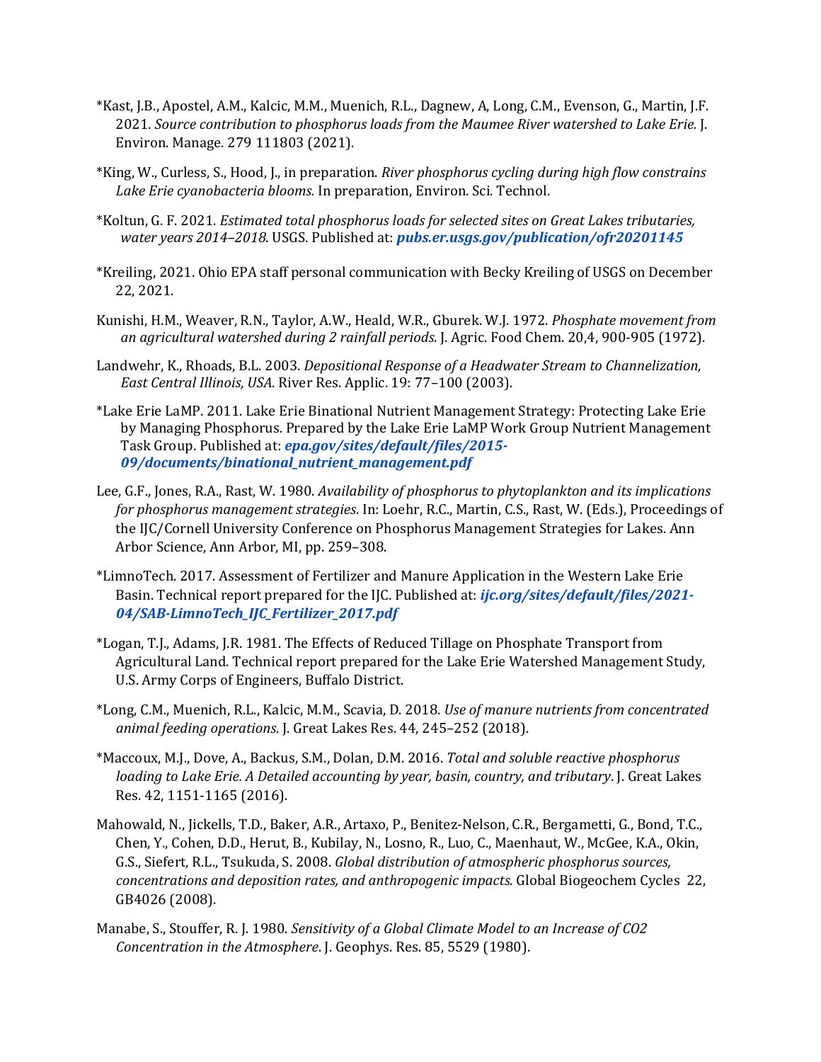*Kast, J.B., Apostel, A.M., Kalcic, M.M., Muenich, R.L., Dagnew, A, Long, C.M., Evenson, G., Martin, J.F. 2021. *Source contribution to phosphorus loads from the Maumee River watershed to Lake Erie.* J. Environ. Manage. 279 111803 (2021).

*King, W., Curless, S., Hood, J., in preparation. *River phosphorus cycling during high flow constrains Lake Erie cyanobacteria blooms.* In preparation, Environ. Sci. Technol.

*Koltun, G. F. 2021. *Estimated total phosphorus loads for selected sites on Great Lakes tributaries, water years 2014–2018*. USGS. Published at: ***pubs.er.usgs.gov/publication/ofr20201145***

*Kreiling, 2021. Ohio EPA staff personal communication with Becky Kreiling of USGS on December 22, 2021.

Kunishi, H.M., Weaver, R.N., Taylor, A.W., Heald, W.R., Gburek. W.J. 1972. *Phosphate movement from an agricultural watershed during 2 rainfall periods.* J. Agric. Food Chem. 20,4, 900-905 (1972).

Landwehr, K., Rhoads, B.L. 2003. *Depositional Response of a Headwater Stream to Channelization, East Central Illinois, USA*. River Res. Applic. 19: 77–100 (2003).

*Lake Erie LaMP. 2011. Lake Erie Binational Nutrient Management Strategy: Protecting Lake Erie by Managing Phosphorus. Prepared by the Lake Erie LaMP Work Group Nutrient Management Task Group. Published at: ***epa.gov/sites/default/files/2015-09/documents/binational_nutrient_management.pdf***

Lee, G.F., Jones, R.A., Rast, W. 1980. *Availability of phosphorus to phytoplankton and its implications for phosphorus management strategies*. In: Loehr, R.C., Martin, C.S., Rast, W. (Eds.), Proceedings of the IJC/Cornell University Conference on Phosphorus Management Strategies for Lakes. Ann Arbor Science, Ann Arbor, MI, pp. 259–308.

*LimnoTech. 2017. Assessment of Fertilizer and Manure Application in the Western Lake Erie Basin. Technical report prepared for the IJC. Published at: ***ijc.org/sites/default/files/2021-04/SAB-LimnoTech_IJC_Fertilizer_2017.pdf***

*Logan, T.J., Adams, J.R. 1981. The Effects of Reduced Tillage on Phosphate Transport from Agricultural Land. Technical report prepared for the Lake Erie Watershed Management Study, U.S. Army Corps of Engineers, Buffalo District.

*Long, C.M., Muenich, R.L., Kalcic, M.M., Scavia, D. 2018. *Use of manure nutrients from concentrated animal feeding operations*. J. Great Lakes Res. 44, 245–252 (2018).

*Maccoux, M.J., Dove, A., Backus, S.M., Dolan, D.M. 2016. *Total and soluble reactive phosphorus loading to Lake Erie. A Detailed accounting by year, basin, country, and tributary*. J. Great Lakes Res. 42, 1151-1165 (2016).

Mahowald, N., Jickells, T.D., Baker, A.R., Artaxo, P., Benitez-Nelson, C.R., Bergametti, G., Bond, T.C., Chen, Y., Cohen, D.D., Herut, B., Kubilay, N., Losno, R., Luo, C., Maenhaut, W., McGee, K.A., Okin, G.S., Siefert, R.L., Tsukuda, S. 2008. *Global distribution of atmospheric phosphorus sources, concentrations and deposition rates, and anthropogenic impacts*. Global Biogeochem Cycles 22, GB4026 (2008).

Manabe, S., Stouffer, R. J. 1980. *Sensitivity of a Global Climate Model to an Increase of CO2 Concentration in the Atmosphere*. J. Geophys. Res. 85, 5529 (1980).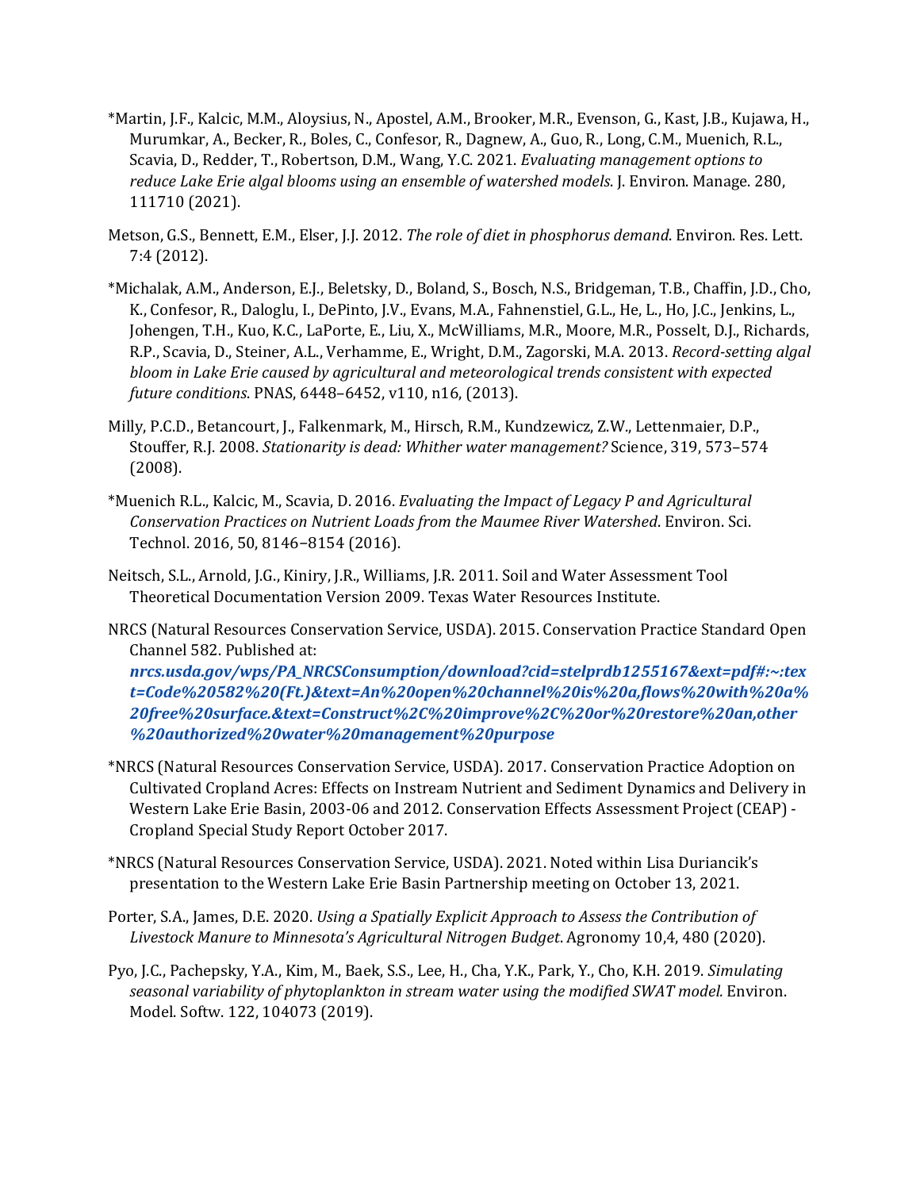*Martin, J.F., Kalcic, M.M., Aloysius, N., Apostel, A.M., Brooker, M.R., Evenson, G., Kast, J.B., Kujawa, H., Murumkar, A., Becker, R., Boles, C., Confesor, R., Dagnew, A., Guo, R., Long, C.M., Muenich, R.L., Scavia, D., Redder, T., Robertson, D.M., Wang, Y.C. 2021. *Evaluating management options to reduce Lake Erie algal blooms using an ensemble of watershed models*. J. Environ. Manage. 280, 111710 (2021).

Metson, G.S., Bennett, E.M., Elser, J.J. 2012. *The role of diet in phosphorus demand*. Environ. Res. Lett. 7:4 (2012).

*Michalak, A.M., Anderson, E.J., Beletsky, D., Boland, S., Bosch, N.S., Bridgeman, T.B., Chaffin, J.D., Cho, K., Confesor, R., Daloglu, I., DePinto, J.V., Evans, M.A., Fahnenstiel, G.L., He, L., Ho, J.C., Jenkins, L., Johengen, T.H., Kuo, K.C., LaPorte, E., Liu, X., McWilliams, M.R., Moore, M.R., Posselt, D.J., Richards, R.P., Scavia, D., Steiner, A.L., Verhamme, E., Wright, D.M., Zagorski, M.A. 2013. *Record-setting algal bloom in Lake Erie caused by agricultural and meteorological trends consistent with expected future conditions*. PNAS, 6448–6452, v110, n16, (2013).

Milly, P.C.D., Betancourt, J., Falkenmark, M., Hirsch, R.M., Kundzewicz, Z.W., Lettenmaier, D.P., Stouffer, R.J. 2008. *Stationarity is dead: Whither water management?* Science, 319, 573–574 (2008).

*Muenich R.L., Kalcic, M., Scavia, D. 2016. *Evaluating the Impact of Legacy P and Agricultural Conservation Practices on Nutrient Loads from the Maumee River Watershed*. Environ. Sci. Technol. 2016, 50, 8146−8154 (2016).

Neitsch, S.L., Arnold, J.G., Kiniry, J.R., Williams, J.R. 2011. Soil and Water Assessment Tool Theoretical Documentation Version 2009. Texas Water Resources Institute.

NRCS (Natural Resources Conservation Service, USDA). 2015. Conservation Practice Standard Open Channel 582. Published at: ***nrcs.usda.gov/wps/PA_NRCSConsumption/download?cid=stelprdb1255167&ext=pdf#:~:text=Code%20582%20(Ft.)&text=An%20open%20channel%20is%20a,flows%20with%20a%20free%20surface.&text=Construct%2C%20improve%2C%20or%20restore%20an,other%20authorized%20water%20management%20purpose***

*NRCS (Natural Resources Conservation Service, USDA). 2017. Conservation Practice Adoption on Cultivated Cropland Acres: Effects on Instream Nutrient and Sediment Dynamics and Delivery in Western Lake Erie Basin, 2003-06 and 2012. Conservation Effects Assessment Project (CEAP) - Cropland Special Study Report October 2017.

*NRCS (Natural Resources Conservation Service, USDA). 2021. Noted within Lisa Duriancik's presentation to the Western Lake Erie Basin Partnership meeting on October 13, 2021.

Porter, S.A., James, D.E. 2020. *Using a Spatially Explicit Approach to Assess the Contribution of Livestock Manure to Minnesota's Agricultural Nitrogen Budget*. Agronomy 10,4, 480 (2020).

Pyo, J.C., Pachepsky, Y.A., Kim, M., Baek, S.S., Lee, H., Cha, Y.K., Park, Y., Cho, K.H. 2019. *Simulating seasonal variability of phytoplankton in stream water using the modified SWAT model.* Environ. Model. Softw. 122, 104073 (2019).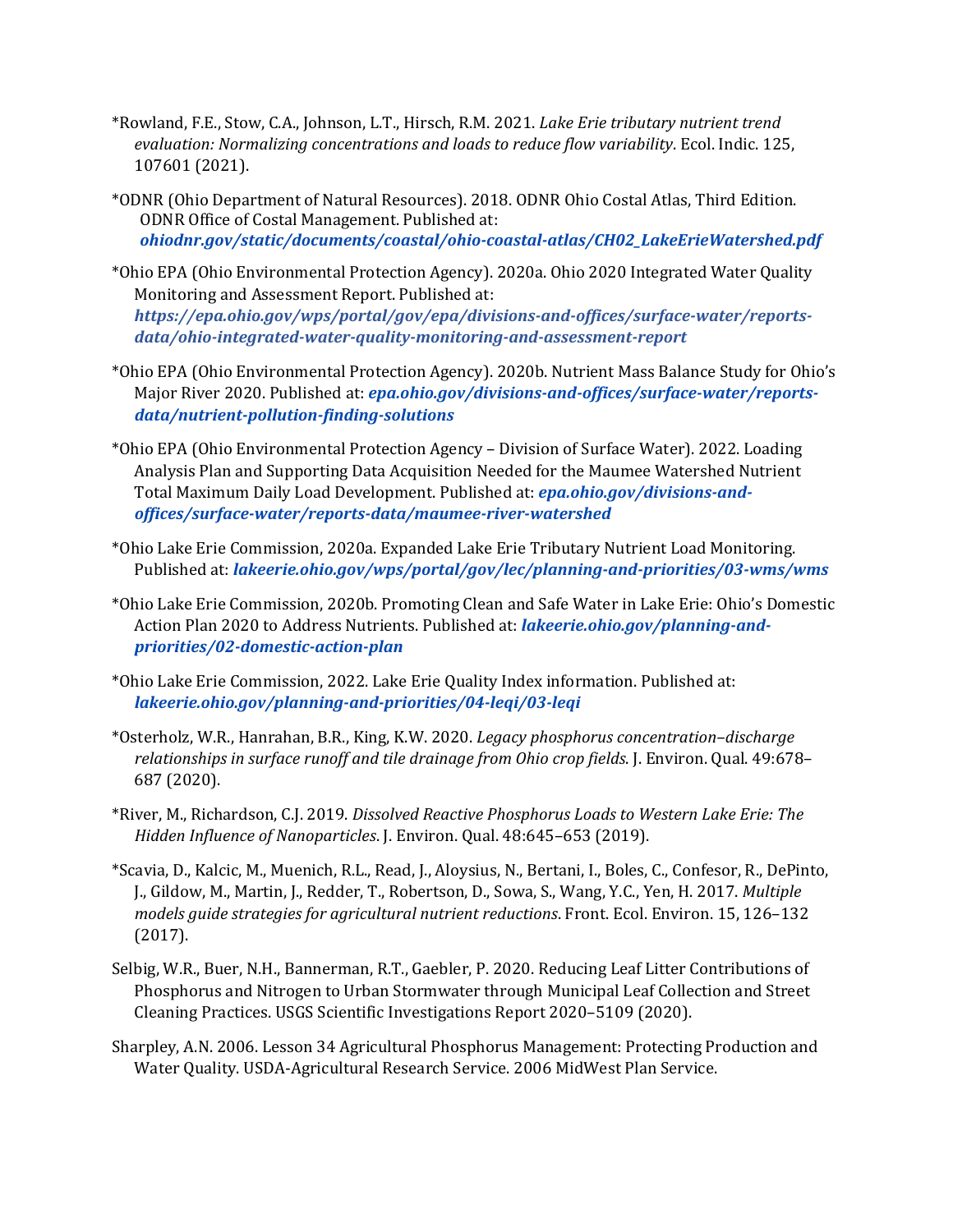*Rowland, F.E., Stow, C.A., Johnson, L.T., Hirsch, R.M. 2021. *Lake Erie tributary nutrient trend evaluation: Normalizing concentrations and loads to reduce flow variability*. Ecol. Indic. 125, 107601 (2021).

*ODNR (Ohio Department of Natural Resources). 2018. ODNR Ohio Costal Atlas, Third Edition. ODNR Office of Costal Management. Published at: ***ohiodnr.gov/static/documents/coastal/ohio-coastal-atlas/CH02_LakeErieWatershed.pdf***

*Ohio EPA (Ohio Environmental Protection Agency). 2020a. Ohio 2020 Integrated Water Quality Monitoring and Assessment Report. Published at: ***https://epa.ohio.gov/wps/portal/gov/epa/divisions-and-offices/surface-water/reports-data/ohio-integrated-water-quality-monitoring-and-assessment-report***

*Ohio EPA (Ohio Environmental Protection Agency). 2020b. Nutrient Mass Balance Study for Ohio's Major River 2020. Published at: ***epa.ohio.gov/divisions-and-offices/surface-water/reports-data/nutrient-pollution-finding-solutions***

*Ohio EPA (Ohio Environmental Protection Agency – Division of Surface Water). 2022. Loading Analysis Plan and Supporting Data Acquisition Needed for the Maumee Watershed Nutrient Total Maximum Daily Load Development. Published at: ***epa.ohio.gov/divisions-and-offices/surface-water/reports-data/maumee-river-watershed***

*Ohio Lake Erie Commission, 2020a. Expanded Lake Erie Tributary Nutrient Load Monitoring. Published at: ***lakeerie.ohio.gov/wps/portal/gov/lec/planning-and-priorities/03-wms/wms***

*Ohio Lake Erie Commission, 2020b. Promoting Clean and Safe Water in Lake Erie: Ohio's Domestic Action Plan 2020 to Address Nutrients. Published at: ***lakeerie.ohio.gov/planning-and-priorities/02-domestic-action-plan***

*Ohio Lake Erie Commission, 2022. Lake Erie Quality Index information. Published at: ***lakeerie.ohio.gov/planning-and-priorities/04-leqi/03-leqi***

*Osterholz, W.R., Hanrahan, B.R., King, K.W. 2020. *Legacy phosphorus concentration–discharge relationships in surface runoff and tile drainage from Ohio crop fields*. J. Environ. Qual. 49:678–687 (2020).

*River, M., Richardson, C.J. 2019. *Dissolved Reactive Phosphorus Loads to Western Lake Erie: The Hidden Influence of Nanoparticles*. J. Environ. Qual. 48:645–653 (2019).

*Scavia, D., Kalcic, M., Muenich, R.L., Read, J., Aloysius, N., Bertani, I., Boles, C., Confesor, R., DePinto, J., Gildow, M., Martin, J., Redder, T., Robertson, D., Sowa, S., Wang, Y.C., Yen, H. 2017. *Multiple models guide strategies for agricultural nutrient reductions*. Front. Ecol. Environ. 15, 126–132 (2017).

Selbig, W.R., Buer, N.H., Bannerman, R.T., Gaebler, P. 2020. Reducing Leaf Litter Contributions of Phosphorus and Nitrogen to Urban Stormwater through Municipal Leaf Collection and Street Cleaning Practices. USGS Scientific Investigations Report 2020–5109 (2020).

Sharpley, A.N. 2006. Lesson 34 Agricultural Phosphorus Management: Protecting Production and Water Quality. USDA-Agricultural Research Service. 2006 MidWest Plan Service.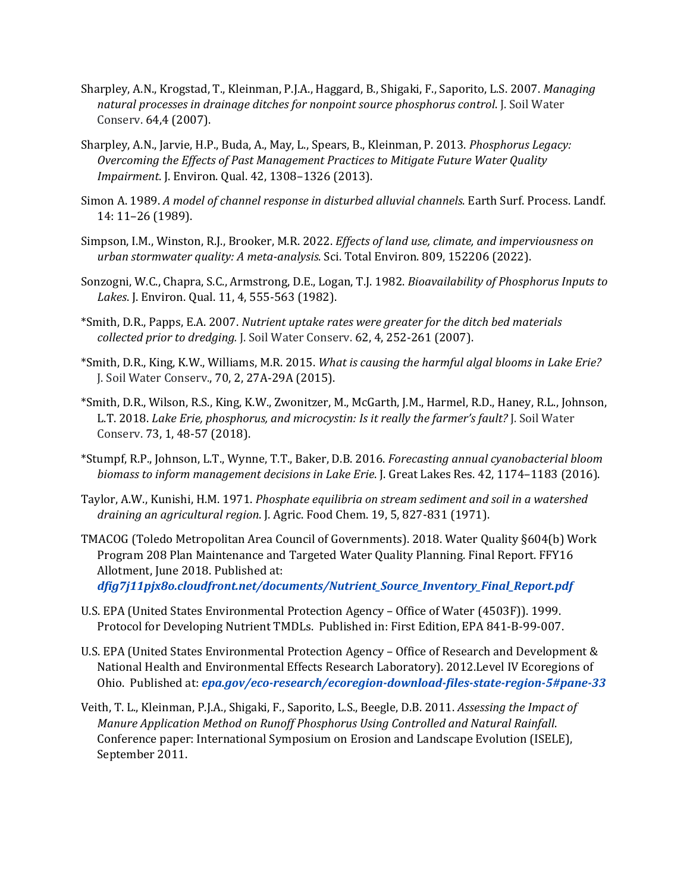Sharpley, A.N., Krogstad, T., Kleinman, P.J.A., Haggard, B., Shigaki, F., Saporito, L.S. 2007. *Managing natural processes in drainage ditches for nonpoint source phosphorus control*. J. Soil Water Conserv. 64,4 (2007).

Sharpley, A.N., Jarvie, H.P., Buda, A., May, L., Spears, B., Kleinman, P. 2013. *Phosphorus Legacy: Overcoming the Effects of Past Management Practices to Mitigate Future Water Quality Impairment*. J. Environ. Qual. 42, 1308–1326 (2013).

Simon A. 1989. *A model of channel response in disturbed alluvial channels*. Earth Surf. Process. Landf. 14: 11–26 (1989).

Simpson, I.M., Winston, R.J., Brooker, M.R. 2022. *Effects of land use, climate, and imperviousness on urban stormwater quality: A meta-analysis*. Sci. Total Environ. 809, 152206 (2022).

Sonzogni, W.C., Chapra, S.C., Armstrong, D.E., Logan, T.J. 1982. *Bioavailability of Phosphorus Inputs to Lakes*. J. Environ. Qual. 11, 4, 555-563 (1982).

*Smith, D.R., Papps, E.A. 2007. *Nutrient uptake rates were greater for the ditch bed materials collected prior to dredging.* J. Soil Water Conserv. 62, 4, 252-261 (2007).

*Smith, D.R., King, K.W., Williams, M.R. 2015. *What is causing the harmful algal blooms in Lake Erie?* J. Soil Water Conserv., 70, 2, 27A-29A (2015).

*Smith, D.R., Wilson, R.S., King, K.W., Zwonitzer, M., McGarth, J.M., Harmel, R.D., Haney, R.L., Johnson, L.T. 2018. *Lake Erie, phosphorus, and microcystin: Is it really the farmer's fault?* J. Soil Water Conserv. 73, 1, 48-57 (2018).

*Stumpf, R.P., Johnson, L.T., Wynne, T.T., Baker, D.B. 2016. *Forecasting annual cyanobacterial bloom biomass to inform management decisions in Lake Erie*. J. Great Lakes Res. 42, 1174–1183 (2016).

Taylor, A.W., Kunishi, H.M. 1971. *Phosphate equilibria on stream sediment and soil in a watershed draining an agricultural region*. J. Agric. Food Chem. 19, 5, 827-831 (1971).

TMACOG (Toledo Metropolitan Area Council of Governments). 2018. Water Quality §604(b) Work Program 208 Plan Maintenance and Targeted Water Quality Planning. Final Report. FFY16 Allotment, June 2018. Published at: ***dfig7j11pjx8o.cloudfront.net/documents/Nutrient_Source_Inventory_Final_Report.pdf***

U.S. EPA (United States Environmental Protection Agency – Office of Water (4503F)). 1999. Protocol for Developing Nutrient TMDLs. Published in: First Edition, EPA 841-B-99-007.

U.S. EPA (United States Environmental Protection Agency – Office of Research and Development & National Health and Environmental Effects Research Laboratory). 2012.Level IV Ecoregions of Ohio. Published at: ***epa.gov/eco-research/ecoregion-download-files-state-region-5#pane-33***

Veith, T. L., Kleinman, P.J.A., Shigaki, F., Saporito, L.S., Beegle, D.B. 2011. *Assessing the Impact of Manure Application Method on Runoff Phosphorus Using Controlled and Natural Rainfall*. Conference paper: International Symposium on Erosion and Landscape Evolution (ISELE), September 2011.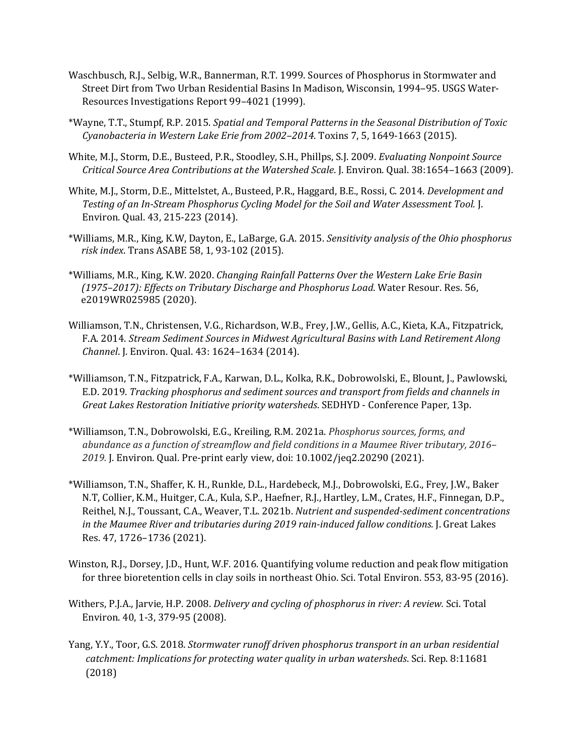Waschbusch, R.J., Selbig, W.R., Bannerman, R.T. 1999. Sources of Phosphorus in Stormwater and Street Dirt from Two Urban Residential Basins In Madison, Wisconsin, 1994–95. USGS Water-Resources Investigations Report 99–4021 (1999).

*Wayne, T.T., Stumpf, R.P. 2015. *Spatial and Temporal Patterns in the Seasonal Distribution of Toxic Cyanobacteria in Western Lake Erie from 2002–2014*. Toxins 7, 5, 1649-1663 (2015).

White, M.J., Storm, D.E., Busteed, P.R., Stoodley, S.H., Phillps, S.J. 2009. *Evaluating Nonpoint Source Critical Source Area Contributions at the Watershed Scale*. J. Environ. Qual. 38:1654–1663 (2009).

White, M.J., Storm, D.E., Mittelstet, A., Busteed, P.R., Haggard, B.E., Rossi, C. 2014. *Development and Testing of an In-Stream Phosphorus Cycling Model for the Soil and Water Assessment Tool.* J. Environ. Qual. 43, 215-223 (2014).

*Williams, M.R., King, K.W, Dayton, E., LaBarge, G.A. 2015. *Sensitivity analysis of the Ohio phosphorus risk index*. Trans ASABE 58, 1, 93-102 (2015).

*Williams, M.R., King, K.W. 2020. *Changing Rainfall Patterns Over the Western Lake Erie Basin (1975–2017): Effects on Tributary Discharge and Phosphorus Load*. Water Resour. Res. 56, e2019WR025985 (2020).

Williamson, T.N., Christensen, V.G., Richardson, W.B., Frey, J.W., Gellis, A.C., Kieta, K.A., Fitzpatrick, F.A. 2014. *Stream Sediment Sources in Midwest Agricultural Basins with Land Retirement Along Channel*. J. Environ. Qual. 43: 1624–1634 (2014).

*Williamson, T.N., Fitzpatrick, F.A., Karwan, D.L., Kolka, R.K., Dobrowolski, E., Blount, J., Pawlowski, E.D. 2019. *Tracking phosphorus and sediment sources and transport from fields and channels in Great Lakes Restoration Initiative priority watersheds.* SEDHYD - Conference Paper, 13p.

*Williamson, T.N., Dobrowolski, E.G., Kreiling, R.M. 2021a. *Phosphorus sources, forms, and abundance as a function of streamflow and field conditions in a Maumee River tributary, 2016–2019.* J. Environ. Qual. Pre-print early view, doi: 10.1002/jeq2.20290 (2021).

*Williamson, T.N., Shaffer, K. H., Runkle, D.L., Hardebeck, M.J., Dobrowolski, E.G., Frey, J.W., Baker N.T, Collier, K.M., Huitger, C.A., Kula, S.P., Haefner, R.J., Hartley, L.M., Crates, H.F., Finnegan, D.P., Reithel, N.J., Toussant, C.A., Weaver, T.L. 2021b. *Nutrient and suspended-sediment concentrations in the Maumee River and tributaries during 2019 rain-induced fallow conditions.* J. Great Lakes Res. 47, 1726–1736 (2021).

Winston, R.J., Dorsey, J.D., Hunt, W.F. 2016. Quantifying volume reduction and peak flow mitigation for three bioretention cells in clay soils in northeast Ohio. Sci. Total Environ. 553, 83-95 (2016).

Withers, P.J.A., Jarvie, H.P. 2008. *Delivery and cycling of phosphorus in river: A review.* Sci. Total Environ. 40, 1-3, 379-95 (2008).

Yang, Y.Y., Toor, G.S. 2018. *Stormwater runoff driven phosphorus transport in an urban residential catchment: Implications for protecting water quality in urban watersheds.* Sci. Rep. 8:11681 (2018)